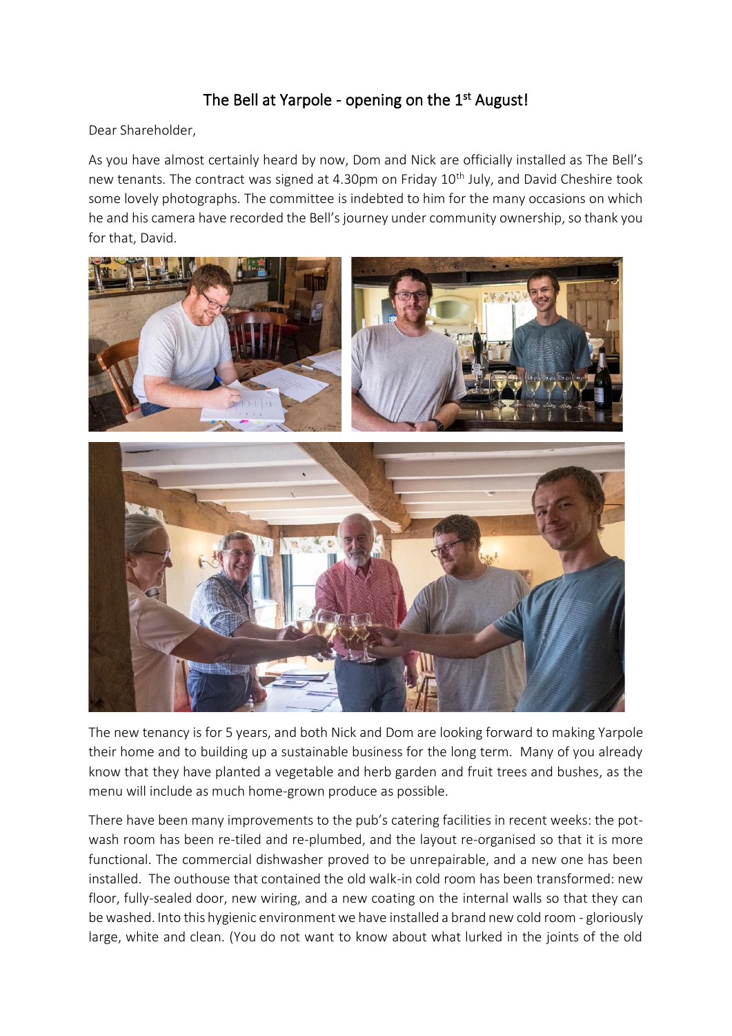# The Bell at Yarpole - opening on the 1st August!

Dear Shareholder,

As you have almost certainly heard by now, Dom and Nick are officially installed as The Bell's new tenants. The contract was signed at 4.30pm on Friday 10th July, and David Cheshire took some lovely photographs. The committee is indebted to him for the many occasions on which he and his camera have recorded the Bell's journey under community ownership, so thank you for that, David.

The new tenancy is for 5 years, and both Nick and Dom are looking forward to making Yarpole their home and to building up a sustainable business for the long term. Many of you already know that they have planted a vegetable and herb garden and fruit trees and bushes, as the menu will include as much home-grown produce as possible.

There have been many improvements to the pub's catering facilities in recent weeks: the pot-wash room has been re-tiled and re-plumbed, and the layout re-organised so that it is more functional. The commercial dishwasher proved to be unrepairable, and a new one has been installed. The outhouse that contained the old walk-in cold room has been transformed: new floor, fully-sealed door, new wiring, and a new coating on the internal walls so that they can be washed. Into this hygienic environment we have installed a brand new cold room - gloriously large, white and clean. (You do not want to know about what lurked in the joints of the old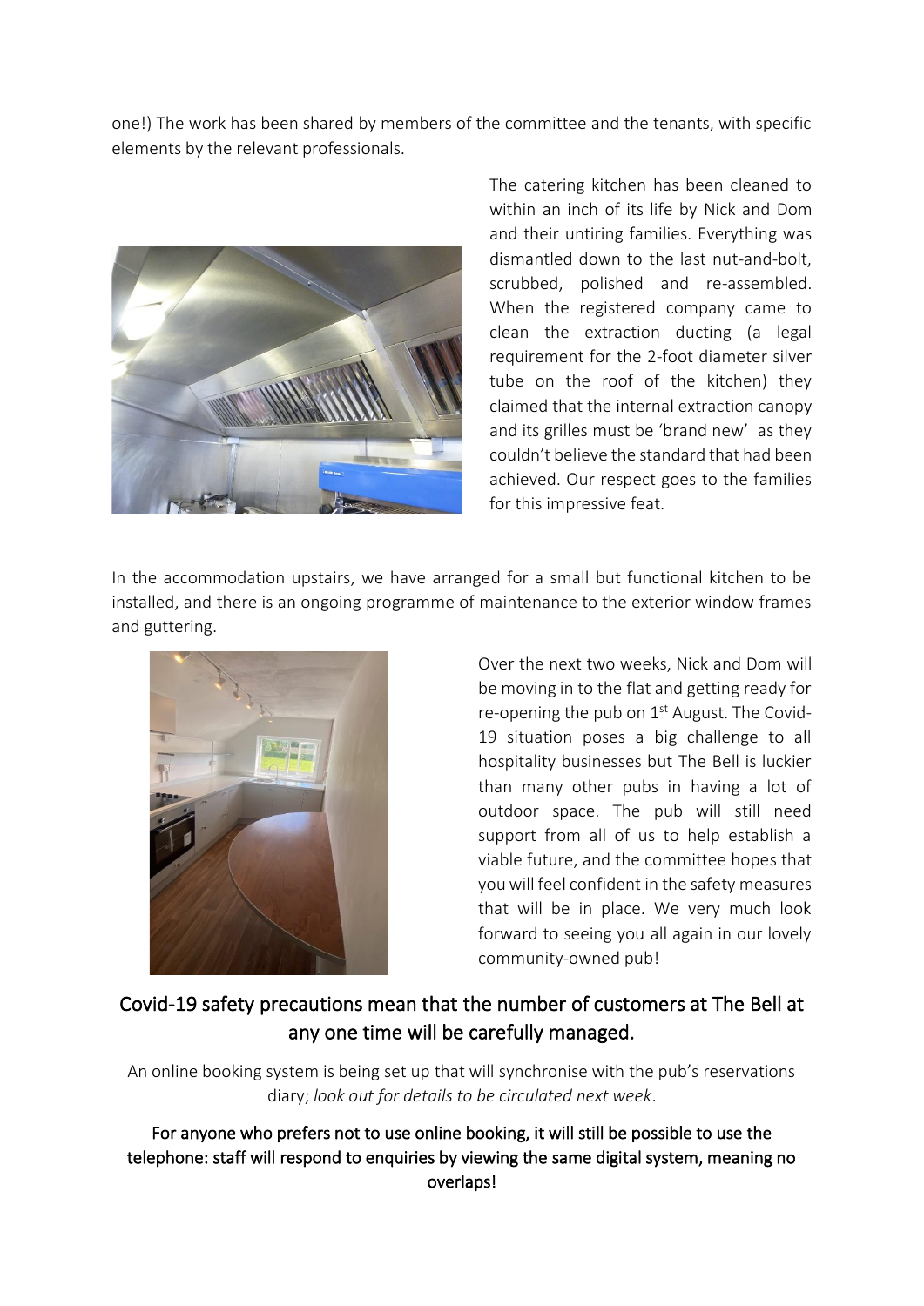one!) The work has been shared by members of the committee and the tenants, with specific elements by the relevant professionals.

The catering kitchen has been cleaned to within an inch of its life by Nick and Dom and their untiring families. Everything was dismantled down to the last nut-and-bolt, scrubbed, polished and re-assembled. When the registered company came to clean the extraction ducting (a legal requirement for the 2-foot diameter silver tube on the roof of the kitchen) they claimed that the internal extraction canopy and its grilles must be 'brand new' as they couldn't believe the standard that had been achieved. Our respect goes to the families for this impressive feat.

In the accommodation upstairs, we have arranged for a small but functional kitchen to be installed, and there is an ongoing programme of maintenance to the exterior window frames and guttering.

Over the next two weeks, Nick and Dom will be moving in to the flat and getting ready for re-opening the pub on 1st August. The Covid-19 situation poses a big challenge to all hospitality businesses but The Bell is luckier than many other pubs in having a lot of outdoor space. The pub will still need support from all of us to help establish a viable future, and the committee hopes that you will feel confident in the safety measures that will be in place. We very much look forward to seeing you all again in our lovely community-owned pub!

## Covid-19 safety precautions mean that the number of customers at The Bell at any one time will be carefully managed.

An online booking system is being set up that will synchronise with the pub's reservations diary; *look out for details to be circulated next week*.

For anyone who prefers not to use online booking, it will still be possible to use the telephone: staff will respond to enquiries by viewing the same digital system, meaning no overlaps!